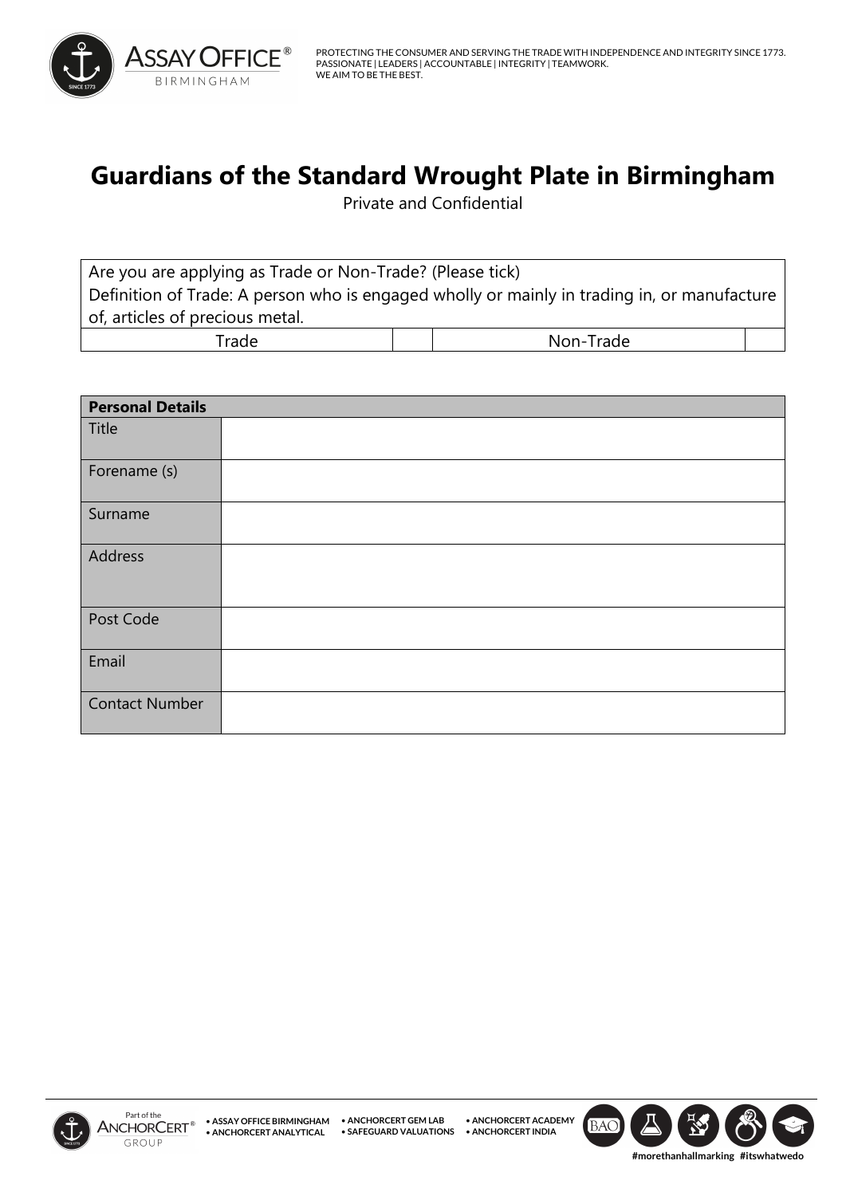# Guardians of the Standard Wrought Plate in Birmingham

Private and Confidential

| Are you are applying as Trade or Non-Trade? (Please tick)<br>Definition of Trade: A person who is engaged wholly or mainly in trading in, or manufacture of, articles of precious metal. | | | |
|---|---|---|---|
| Trade | | Non-Trade | |

| Personal Details | |
|---|---|
| Title | |
| Forename (s) | |
| Surname | |
| Address | |
| Post Code | |
| Email | |
| Contact Number | |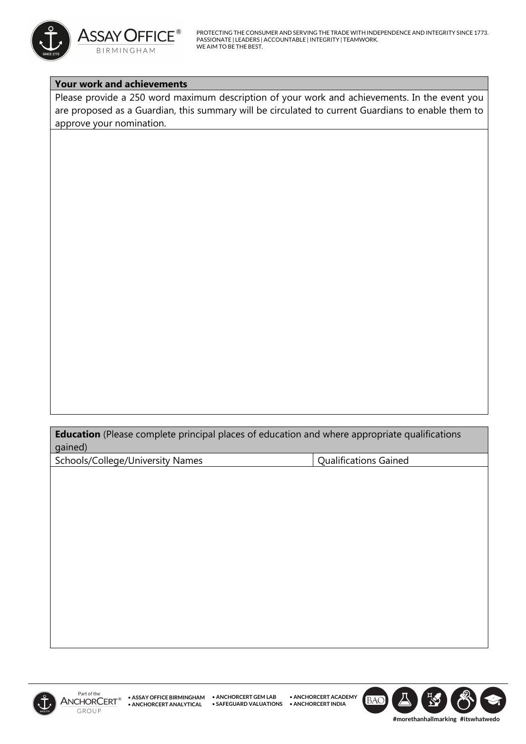| **Your work and achievements** |
| --- |
| Please provide a 250 word maximum description of your work and achievements. In the event you are proposed as a Guardian, this summary will be circulated to current Guardians to enable them to approve your nomination. |
| |

| **Education** (Please complete principal places of education and where appropriate qualifications gained) | |
| --- | --- |
| Schools/College/University Names | Qualifications Gained |
| | |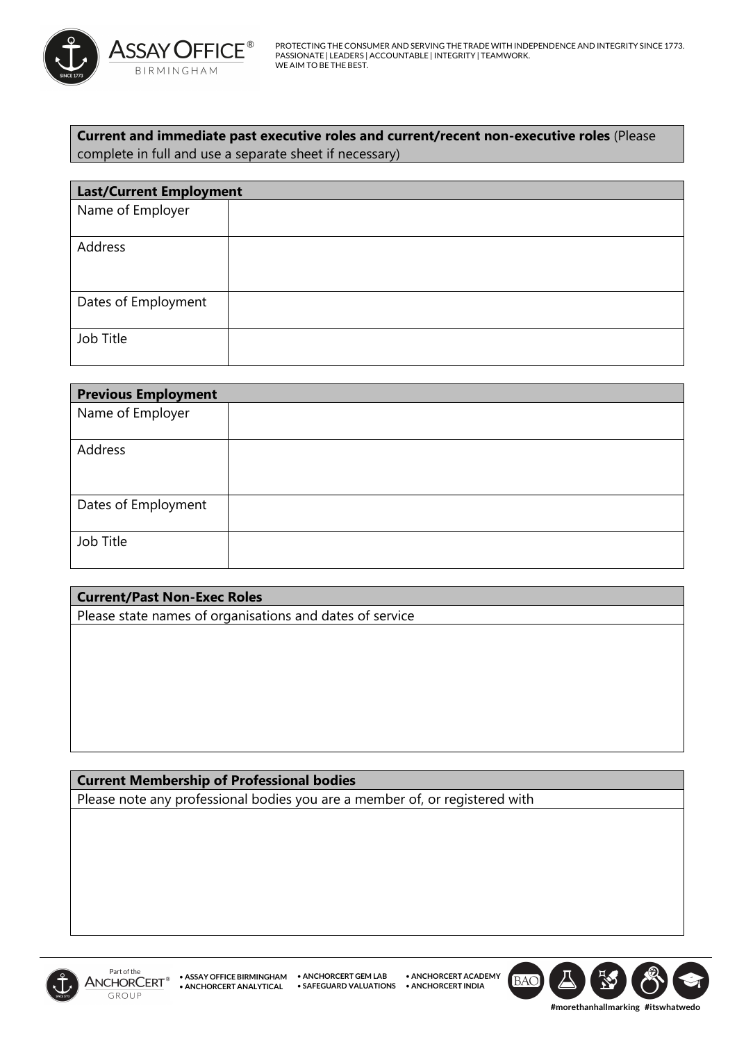**Current and immediate past executive roles and current/recent non-executive roles** (Please complete in full and use a separate sheet if necessary)

| **Last/Current Employment** | |
|---|---|
| Name of Employer | |
| Address | |
| Dates of Employment | |
| Job Title | |

| **Previous Employment** | |
|---|---|
| Name of Employer | |
| Address | |
| Dates of Employment | |
| Job Title | |

| **Current/Past Non-Exec Roles** |
|---|
| Please state names of organisations and dates of service |
| |

| **Current Membership of Professional bodies** |
|---|
| Please note any professional bodies you are a member of, or registered with |
| |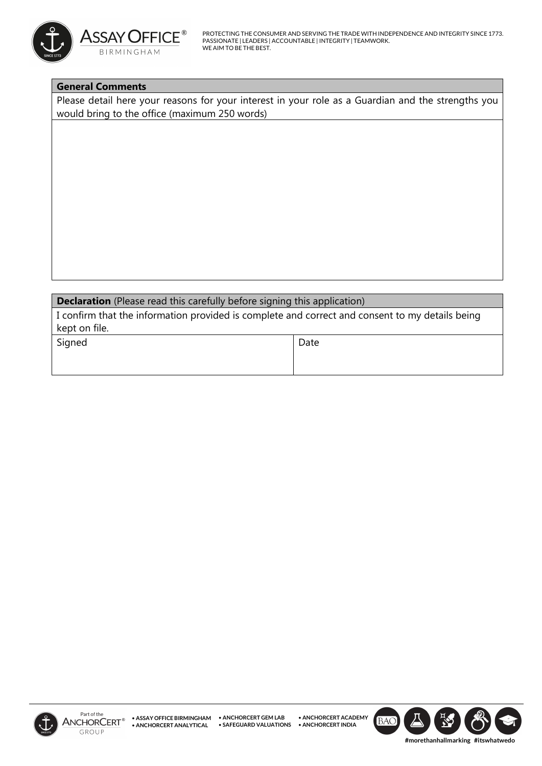## General Comments

| |
|---|
| Please detail here your reasons for your interest in your role as a Guardian and the strengths you would bring to the office (maximum 250 words) |
| |

## Declaration (Please read this carefully before signing this application)

I confirm that the information provided is complete and correct and consent to my details being kept on file.

| Signed | Date |
|---|---|
| | |